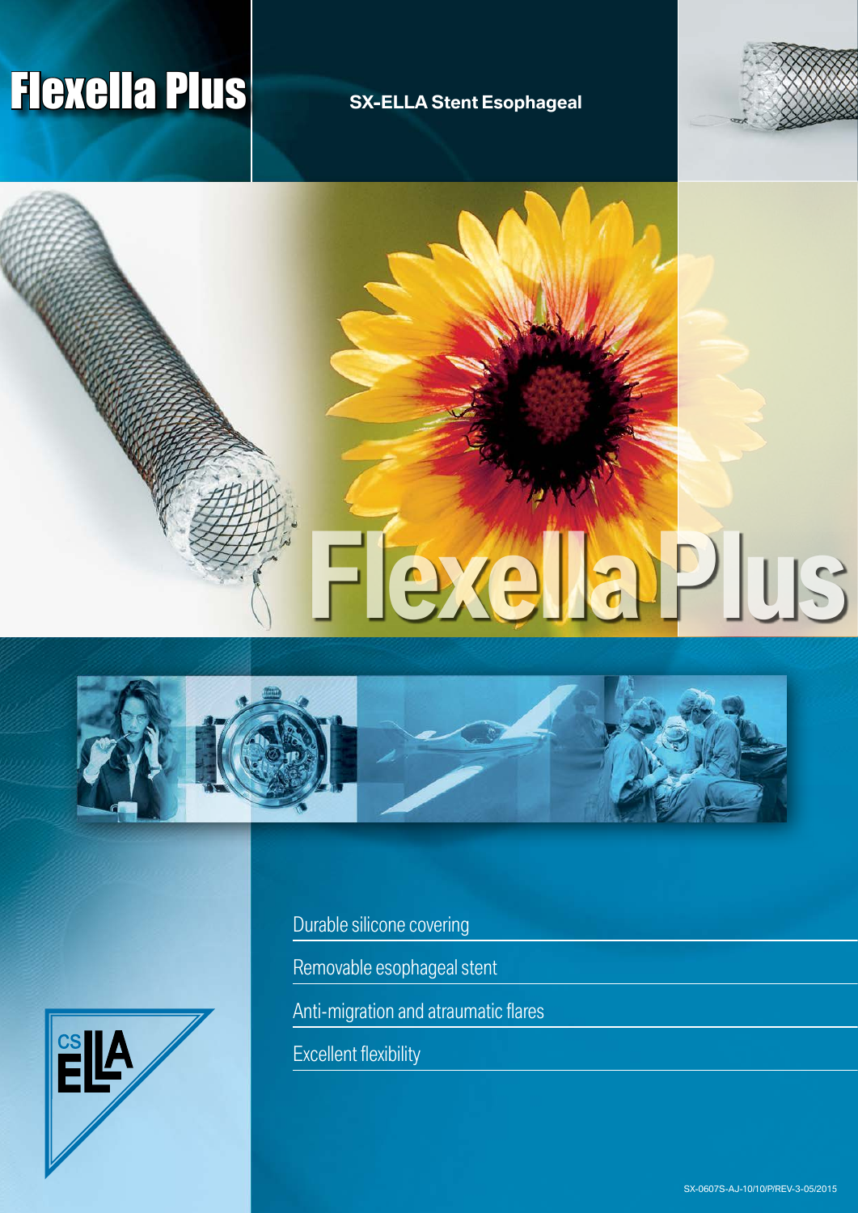# Flexella Plus

**SX-ELLA Stent Esophageal**

Flexella Plus

- Durable silicone covering
- Removable esophageal stent
- Anti-migration and atraumatic flares
- Excellent flexibility

CS ELLA

SX-0607S-AJ-10/10/P/REV-3-05/2015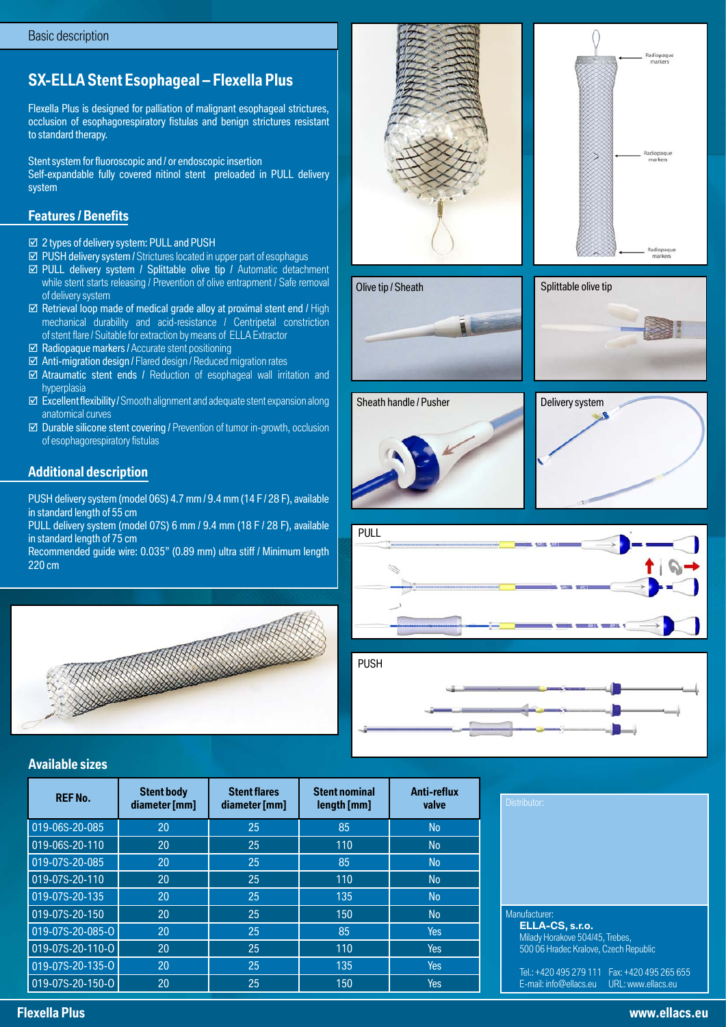Basic description

# SX-ELLA Stent Esophageal – Flexella Plus

Flexella Plus is designed for palliation of malignant esophageal strictures, occlusion of esophagorespiratory fistulas and benign strictures resistant to standard therapy.

Stent system for fluoroscopic and / or endoscopic insertion
Self-expandable fully covered nitinol stent preloaded in PULL delivery system

## Features / Benefits

- ☑ 2 types of delivery system: PULL and PUSH
- ☑ PUSH delivery system / Strictures located in upper part of esophagus
- ☑ PULL delivery system / Splittable olive tip / Automatic detachment while stent starts releasing / Prevention of olive entrapment / Safe removal of delivery system
- ☑ Retrieval loop made of medical grade alloy at proximal stent end / High mechanical durability and acid-resistance / Centripetal constriction of stent flare / Suitable for extraction by means of ELLA Extractor
- ☑ Radiopaque markers / Accurate stent positioning
- ☑ Anti-migration design / Flared design / Reduced migration rates
- ☑ Atraumatic stent ends / Reduction of esophageal wall irritation and hyperplasia
- ☑ Excellent flexibility / Smooth alignment and adequate stent expansion along anatomical curves
- ☑ Durable silicone stent covering / Prevention of tumor in-growth, occlusion of esophagorespiratory fistulas

## Additional description

PUSH delivery system (model 06S) 4.7 mm / 9.4 mm (14 F / 28 F), available in standard length of 55 cm
PULL delivery system (model 07S) 6 mm / 9.4 mm (18 F / 28 F), available in standard length of 75 cm
Recommended guide wire: 0.035" (0.89 mm) ultra stiff / Minimum length 220 cm

Radiopaque markers

Olive tip / Sheath

Splittable olive tip

Sheath handle / Pusher

Delivery system

PULL

PUSH

## Available sizes

| REF No. | Stent body diameter [mm] | Stent flares diameter [mm] | Stent nominal length [mm] | Anti-reflux valve |
|---|---|---|---|---|
| 019-06S-20-085 | 20 | 25 | 85 | No |
| 019-06S-20-110 | 20 | 25 | 110 | No |
| 019-07S-20-085 | 20 | 25 | 85 | No |
| 019-07S-20-110 | 20 | 25 | 110 | No |
| 019-07S-20-135 | 20 | 25 | 135 | No |
| 019-07S-20-150 | 20 | 25 | 150 | No |
| 019-07S-20-085-O | 20 | 25 | 85 | Yes |
| 019-07S-20-110-O | 20 | 25 | 110 | Yes |
| 019-07S-20-135-O | 20 | 25 | 135 | Yes |
| 019-07S-20-150-O | 20 | 25 | 150 | Yes |

Distributor:

Manufacturer:
**ELLA-CS, s.r.o.**
Milady Horakove 504/45, Trebes,
500 06 Hradec Kralove, Czech Republic

Tel.: +420 495 279 111 Fax: +420 495 265 655
E-mail: info@ellacs.eu URL: www.ellacs.eu

**Flexella Plus** **www.ellacs.eu**